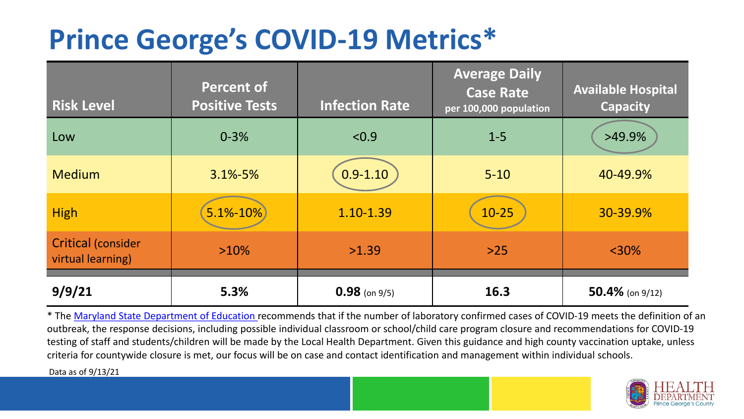# Prince George's COVID-19 Metrics*

| Risk Level | Percent of Positive Tests | Infection Rate | Average Daily Case Rate per 100,000 population | Available Hospital Capacity |
|---|---|---|---|---|
| Low | 0-3% | <0.9 | 1-5 | >49.9% |
| Medium | 3.1%-5% | 0.9-1.10 | 5-10 | 40-49.9% |
| High | 5.1%-10% | 1.10-1.39 | 10-25 | 30-39.9% |
| Critical (consider virtual learning) | >10% | >1.39 | >25 | <30% |
| **9/9/21** | **5.3%** | **0.98** (on 9/5) | **16.3** | **50.4%** (on 9/12) |

* The Maryland State Department of Education recommends that if the number of laboratory confirmed cases of COVID-19 meets the definition of an outbreak, the response decisions, including possible individual classroom or school/child care program closure and recommendations for COVID-19 testing of staff and students/children will be made by the Local Health Department. Given this guidance and high county vaccination uptake, unless criteria for countywide closure is met, our focus will be on case and contact identification and management within individual schools.

Data as of 9/13/21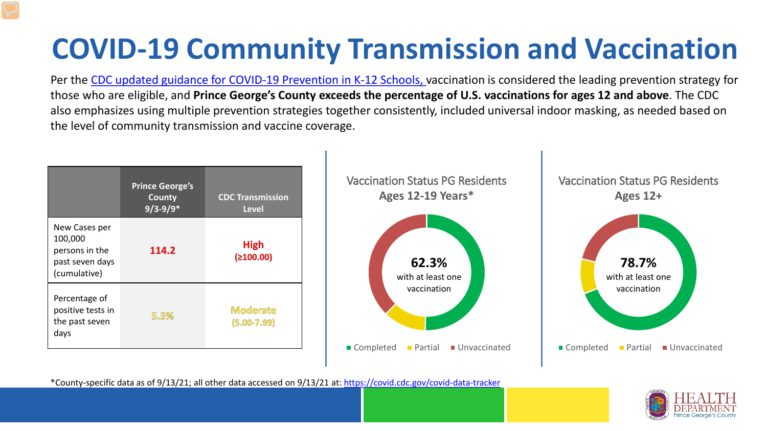# COVID-19 Community Transmission and Vaccination

Per the [CDC updated guidance for COVID-19 Prevention in K-12 Schools,](#) vaccination is considered the leading prevention strategy for those who are eligible, and **Prince George's County exceeds the percentage of U.S. vaccinations for ages 12 and above**. The CDC also emphasizes using multiple prevention strategies together consistently, included universal indoor masking, as needed based on the level of community transmission and vaccine coverage.

| | Prince George's County 9/3-9/9* | CDC Transmission Level |
|---|---|---|
| New Cases per 100,000 persons in the past seven days (cumulative) | 114.2 | High (≥100.00) |
| Percentage of positive tests in the past seven days | 5.3% | Moderate (5.00-7.99) |

**Vaccination Status PG Residents Ages 12-19 Years***

62.3% with at least one vaccination

Completed · Partial · Unvaccinated

**Vaccination Status PG Residents Ages 12+**

78.7% with at least one vaccination

Completed · Partial · Unvaccinated

*County-specific data as of 9/13/21; all other data accessed on 9/13/21 at: https://covid.cdc.gov/covid-data-tracker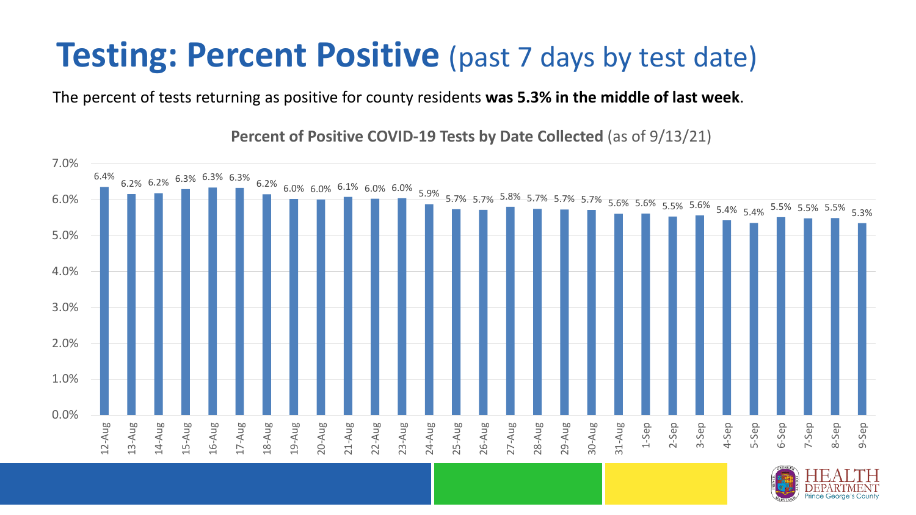# **Testing: Percent Positive** (past 7 days by test date)

The percent of tests returning as positive for county residents **was 5.3% in the middle of last week**.

**Percent of Positive COVID-19 Tests by Date Collected** (as of 9/13/21)

| Date | Percent Positive |
|---|---|
| 12-Aug | 6.4% |
| 13-Aug | 6.2% |
| 14-Aug | 6.2% |
| 15-Aug | 6.3% |
| 16-Aug | 6.3% |
| 17-Aug | 6.3% |
| 18-Aug | 6.2% |
| 19-Aug | 6.0% |
| 20-Aug | 6.0% |
| 21-Aug | 6.1% |
| 22-Aug | 6.0% |
| 23-Aug | 6.0% |
| 24-Aug | 5.9% |
| 25-Aug | 5.7% |
| 26-Aug | 5.7% |
| 27-Aug | 5.8% |
| 28-Aug | 5.7% |
| 29-Aug | 5.7% |
| 30-Aug | 5.7% |
| 31-Aug | 5.6% |
| 1-Sep | 5.6% |
| 2-Sep | 5.5% |
| 3-Sep | 5.6% |
| 4-Sep | 5.4% |
| 5-Sep | 5.4% |
| 6-Sep | 5.5% |
| 7-Sep | 5.5% |
| 8-Sep | 5.5% |
| 9-Sep | 5.3% |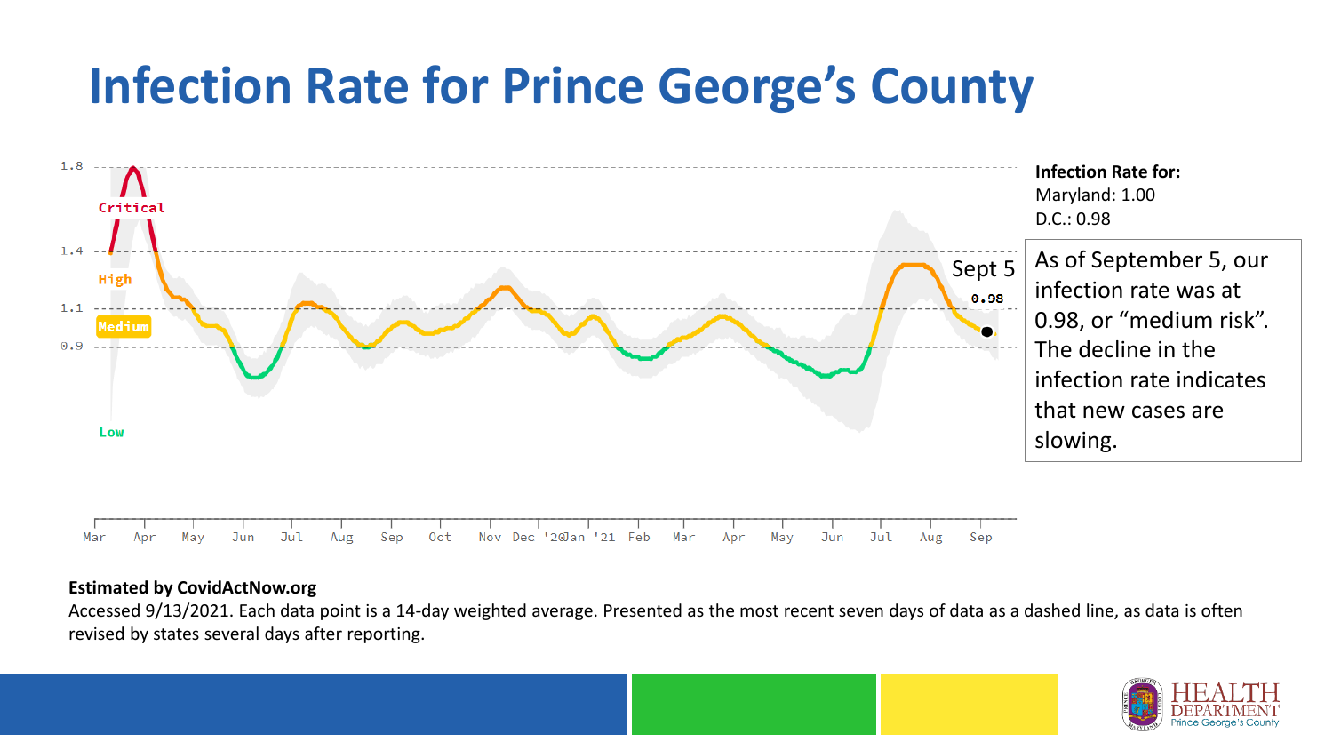# Infection Rate for Prince George's County

1.8

Critical

1.4

High

1.1

Medium

0.9

Low

Sept 5

0.98

Mar Apr May Jun Jul Aug Sep Oct Nov Dec '20Jan '21 Feb Mar Apr May Jun Jul Aug Sep

**Infection Rate for:**
Maryland: 1.00
D.C.: 0.98

As of September 5, our infection rate was at 0.98, or "medium risk". The decline in the infection rate indicates that new cases are slowing.

**Estimated by CovidActNow.org**

Accessed 9/13/2021. Each data point is a 14-day weighted average. Presented as the most recent seven days of data as a dashed line, as data is often revised by states several days after reporting.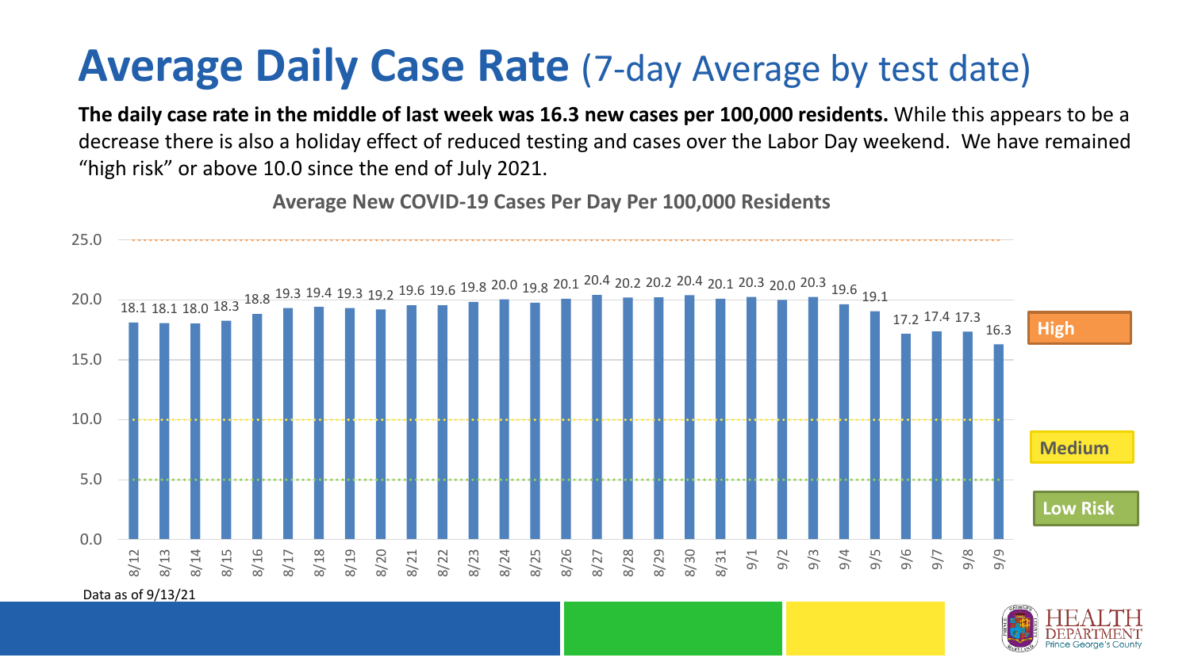# Average Daily Case Rate (7-day Average by test date)

**The daily case rate in the middle of last week was 16.3 new cases per 100,000 residents.** While this appears to be a decrease there is also a holiday effect of reduced testing and cases over the Labor Day weekend. We have remained "high risk" or above 10.0 since the end of July 2021.

**Average New COVID-19 Cases Per Day Per 100,000 Residents**

| Date | Rate |
|---|---|
| 8/12 | 18.1 |
| 8/13 | 18.1 |
| 8/14 | 18.0 |
| 8/15 | 18.3 |
| 8/16 | 18.8 |
| 8/17 | 19.3 |
| 8/18 | 19.4 |
| 8/19 | 19.3 |
| 8/20 | 19.2 |
| 8/21 | 19.6 |
| 8/22 | 19.6 |
| 8/23 | 19.8 |
| 8/24 | 20.0 |
| 8/25 | 19.8 |
| 8/26 | 20.1 |
| 8/27 | 20.4 |
| 8/28 | 20.2 |
| 8/29 | 20.2 |
| 8/30 | 20.4 |
| 8/31 | 20.1 |
| 9/1 | 20.3 |
| 9/2 | 20.0 |
| 9/3 | 20.3 |
| 9/4 | 19.6 |
| 9/5 | 19.1 |
| 9/6 | 17.2 |
| 9/7 | 17.4 |
| 9/8 | 17.3 |
| 9/9 | 16.3 |

High / Medium / Low Risk

Data as of 9/13/21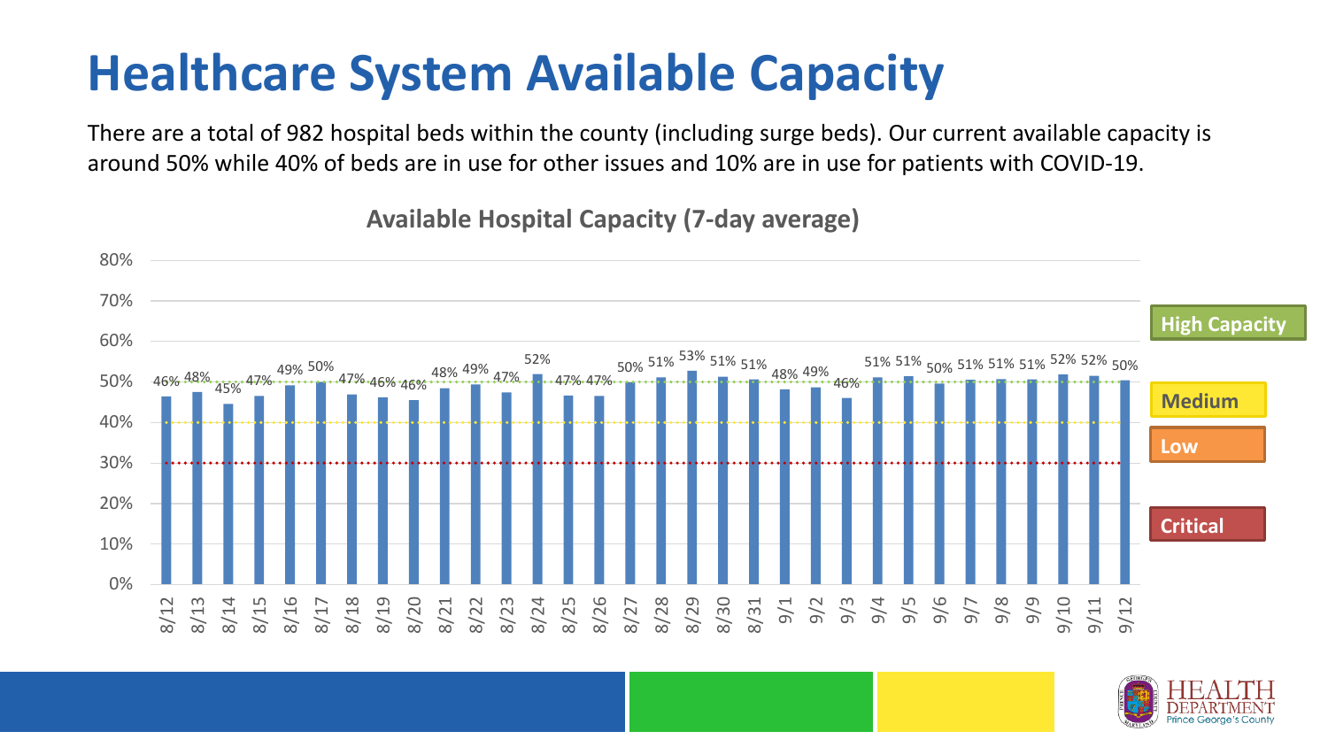# Healthcare System Available Capacity

There are a total of 982 hospital beds within the county (including surge beds). Our current available capacity is around 50% while 40% of beds are in use for other issues and 10% are in use for patients with COVID-19.

Available Hospital Capacity (7-day average)

80%
70%
60%
50%
40%
30%
20%
10%
0%

46% 48% 45% 47% 49% 50% 47% 46% 46% 48% 49% 47% 52% 47% 47% 50% 51% 53% 51% 51% 48% 49% 46% 51% 51% 50% 51% 51% 51% 52% 52% 50%

8/12 8/13 8/14 8/15 8/16 8/17 8/18 8/19 8/20 8/21 8/22 8/23 8/24 8/25 8/26 8/27 8/28 8/29 8/30 8/31 9/1 9/2 9/3 9/4 9/5 9/6 9/7 9/8 9/9 9/10 9/11 9/12

High Capacity

Medium

Low

Critical

HEALTH DEPARTMENT Prince George's County